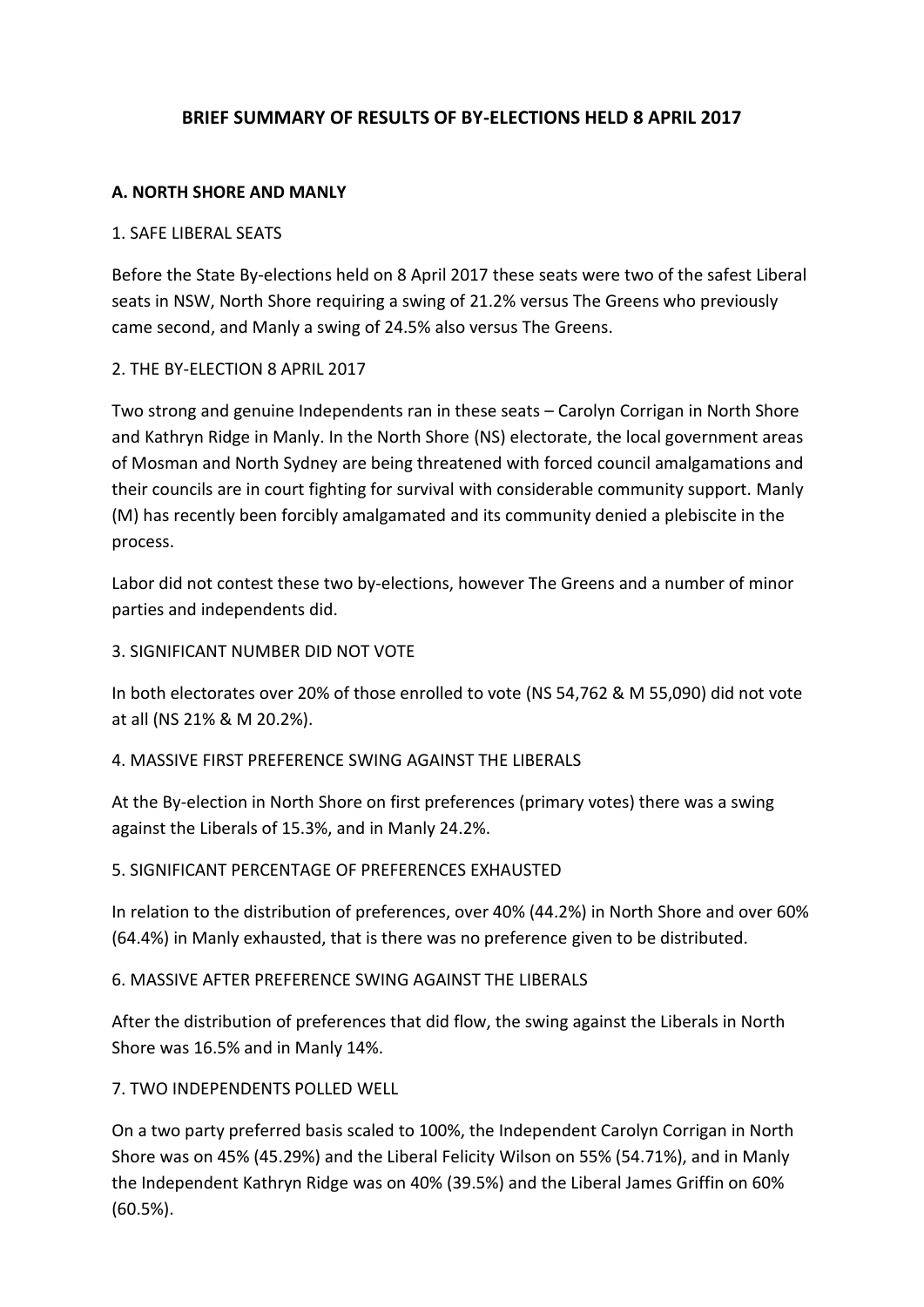# BRIEF SUMMARY OF RESULTS OF BY-ELECTIONS HELD 8 APRIL 2017

## A. NORTH SHORE AND MANLY

### 1. SAFE LIBERAL SEATS

Before the State By-elections held on 8 April 2017 these seats were two of the safest Liberal seats in NSW, North Shore requiring a swing of 21.2% versus The Greens who previously came second, and Manly a swing of 24.5% also versus The Greens.

### 2. THE BY-ELECTION 8 APRIL 2017

Two strong and genuine Independents ran in these seats – Carolyn Corrigan in North Shore and Kathryn Ridge in Manly. In the North Shore (NS) electorate, the local government areas of Mosman and North Sydney are being threatened with forced council amalgamations and their councils are in court fighting for survival with considerable community support. Manly (M) has recently been forcibly amalgamated and its community denied a plebiscite in the process.

Labor did not contest these two by-elections, however The Greens and a number of minor parties and independents did.

### 3. SIGNIFICANT NUMBER DID NOT VOTE

In both electorates over 20% of those enrolled to vote (NS 54,762 & M 55,090) did not vote at all (NS 21% & M 20.2%).

### 4. MASSIVE FIRST PREFERENCE SWING AGAINST THE LIBERALS

At the By-election in North Shore on first preferences (primary votes) there was a swing against the Liberals of 15.3%, and in Manly 24.2%.

### 5. SIGNIFICANT PERCENTAGE OF PREFERENCES EXHAUSTED

In relation to the distribution of preferences, over 40% (44.2%) in North Shore and over 60% (64.4%) in Manly exhausted, that is there was no preference given to be distributed.

### 6. MASSIVE AFTER PREFERENCE SWING AGAINST THE LIBERALS

After the distribution of preferences that did flow, the swing against the Liberals in North Shore was 16.5% and in Manly 14%.

### 7. TWO INDEPENDENTS POLLED WELL

On a two party preferred basis scaled to 100%, the Independent Carolyn Corrigan in North Shore was on 45% (45.29%) and the Liberal Felicity Wilson on 55% (54.71%), and in Manly the Independent Kathryn Ridge was on 40% (39.5%) and the Liberal James Griffin on 60% (60.5%).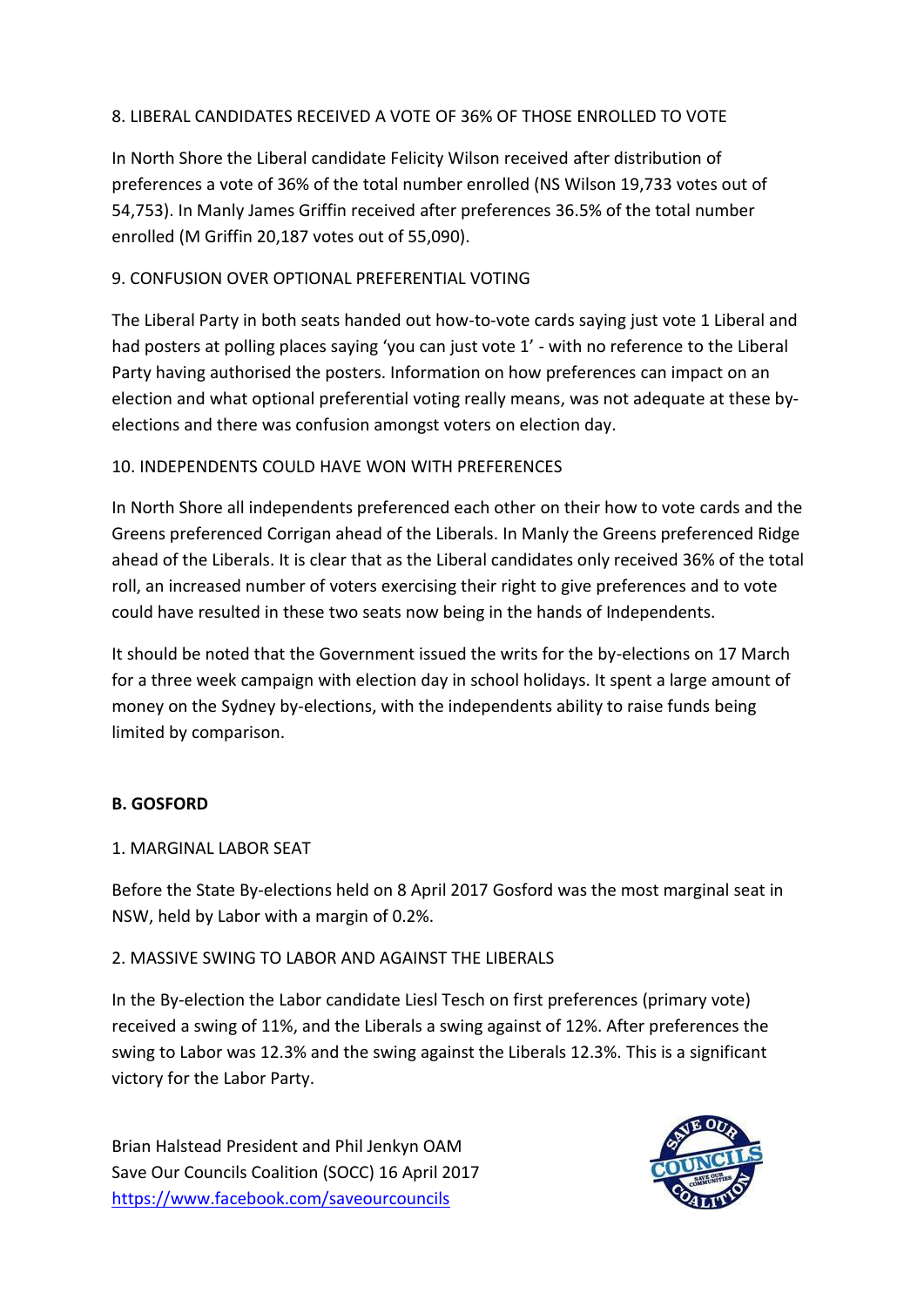8. LIBERAL CANDIDATES RECEIVED A VOTE OF 36% OF THOSE ENROLLED TO VOTE

In North Shore the Liberal candidate Felicity Wilson received after distribution of preferences a vote of 36% of the total number enrolled (NS Wilson 19,733 votes out of 54,753). In Manly James Griffin received after preferences 36.5% of the total number enrolled (M Griffin 20,187 votes out of 55,090).

9. CONFUSION OVER OPTIONAL PREFERENTIAL VOTING

The Liberal Party in both seats handed out how-to-vote cards saying just vote 1 Liberal and had posters at polling places saying 'you can just vote 1' - with no reference to the Liberal Party having authorised the posters. Information on how preferences can impact on an election and what optional preferential voting really means, was not adequate at these by-elections and there was confusion amongst voters on election day.

10. INDEPENDENTS COULD HAVE WON WITH PREFERENCES

In North Shore all independents preferenced each other on their how to vote cards and the Greens preferenced Corrigan ahead of the Liberals. In Manly the Greens preferenced Ridge ahead of the Liberals. It is clear that as the Liberal candidates only received 36% of the total roll, an increased number of voters exercising their right to give preferences and to vote could have resulted in these two seats now being in the hands of Independents.

It should be noted that the Government issued the writs for the by-elections on 17 March for a three week campaign with election day in school holidays. It spent a large amount of money on the Sydney by-elections, with the independents ability to raise funds being limited by comparison.

**B. GOSFORD**

1. MARGINAL LABOR SEAT

Before the State By-elections held on 8 April 2017 Gosford was the most marginal seat in NSW, held by Labor with a margin of 0.2%.

2. MASSIVE SWING TO LABOR AND AGAINST THE LIBERALS

In the By-election the Labor candidate Liesl Tesch on first preferences (primary vote) received a swing of 11%, and the Liberals a swing against of 12%. After preferences the swing to Labor was 12.3% and the swing against the Liberals 12.3%. This is a significant victory for the Labor Party.

Brian Halstead President and Phil Jenkyn OAM
Save Our Councils Coalition (SOCC) 16 April 2017
https://www.facebook.com/saveourcouncils